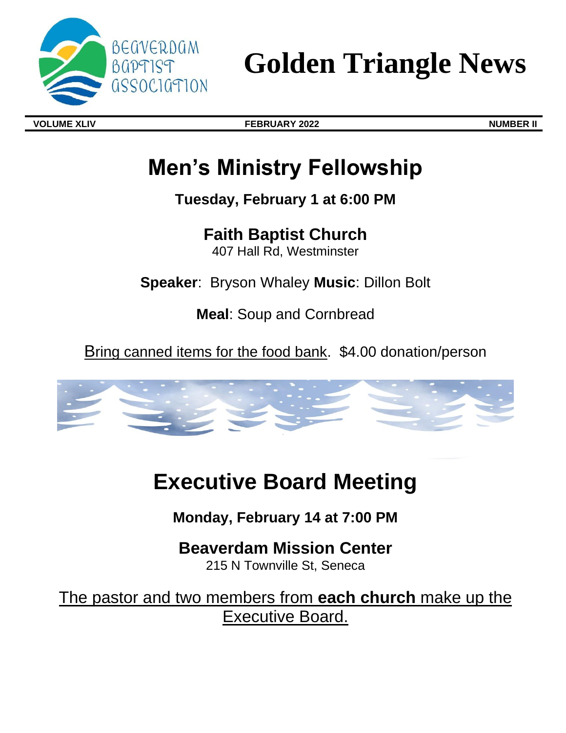BEAVERDAM BAPTIST ASSOCIATION

# Golden Triangle News

**VOLUME XLIV** **FEBRUARY 2022** **NUMBER II**

## Men's Ministry Fellowship

**Tuesday, February 1 at 6:00 PM**

**Faith Baptist Church**
407 Hall Rd, Westminster

**Speaker**: Bryson Whaley **Music**: Dillon Bolt

**Meal**: Soup and Cornbread

Bring canned items for the food bank. $4.00 donation/person

## Executive Board Meeting

**Monday, February 14 at 7:00 PM**

**Beaverdam Mission Center**
215 N Townville St, Seneca

The pastor and two members from **each church** make up the Executive Board.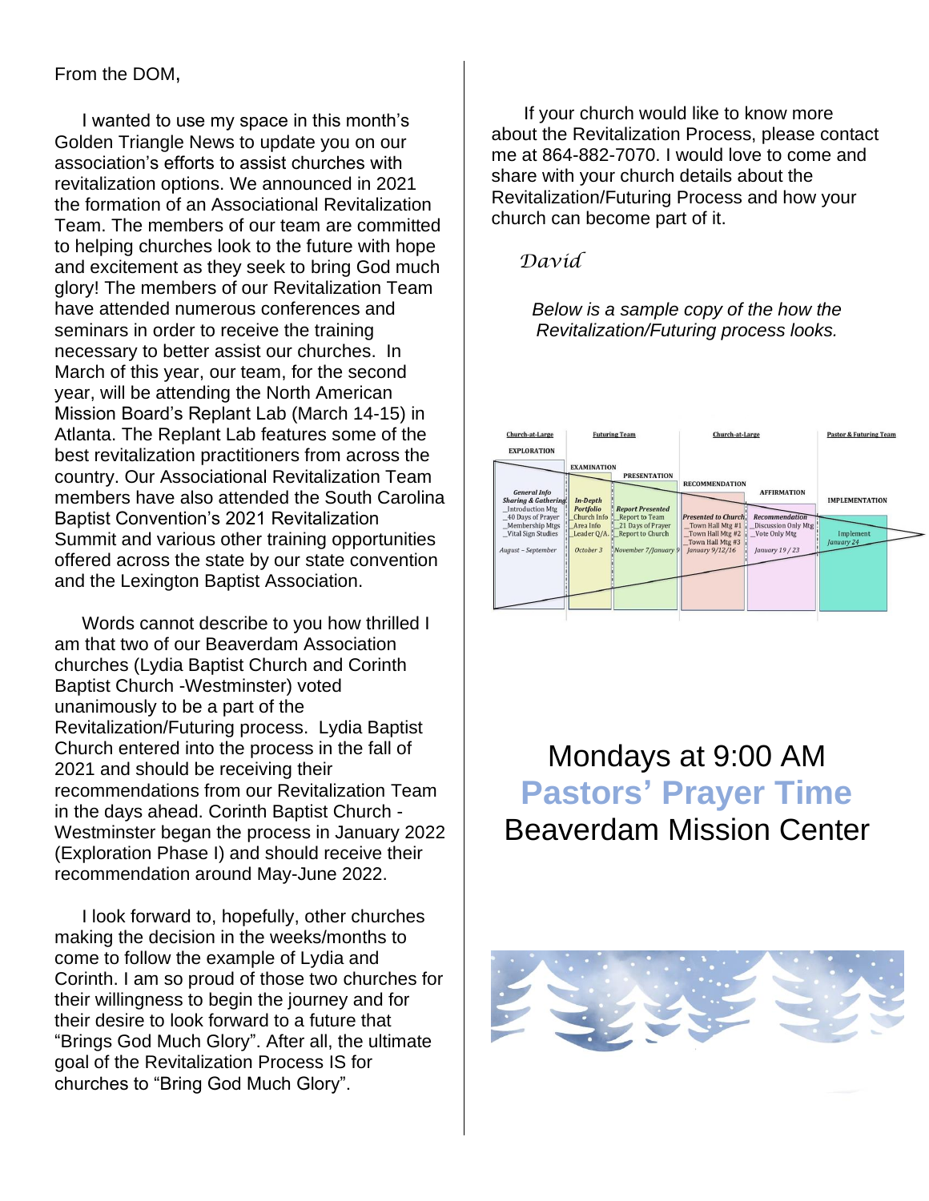From the DOM,

I wanted to use my space in this month's Golden Triangle News to update you on our association's efforts to assist churches with revitalization options. We announced in 2021 the formation of an Associational Revitalization Team. The members of our team are committed to helping churches look to the future with hope and excitement as they seek to bring God much glory! The members of our Revitalization Team have attended numerous conferences and seminars in order to receive the training necessary to better assist our churches. In March of this year, our team, for the second year, will be attending the North American Mission Board's Replant Lab (March 14-15) in Atlanta. The Replant Lab features some of the best revitalization practitioners from across the country. Our Associational Revitalization Team members have also attended the South Carolina Baptist Convention's 2021 Revitalization Summit and various other training opportunities offered across the state by our state convention and the Lexington Baptist Association.

Words cannot describe to you how thrilled I am that two of our Beaverdam Association churches (Lydia Baptist Church and Corinth Baptist Church -Westminster) voted unanimously to be a part of the Revitalization/Futuring process. Lydia Baptist Church entered into the process in the fall of 2021 and should be receiving their recommendations from our Revitalization Team in the days ahead. Corinth Baptist Church -Westminster began the process in January 2022 (Exploration Phase I) and should receive their recommendation around May-June 2022.

I look forward to, hopefully, other churches making the decision in the weeks/months to come to follow the example of Lydia and Corinth. I am so proud of those two churches for their willingness to begin the journey and for their desire to look forward to a future that "Brings God Much Glory". After all, the ultimate goal of the Revitalization Process IS for churches to "Bring God Much Glory".

If your church would like to know more about the Revitalization Process, please contact me at 864-882-7070. I would love to come and share with your church details about the Revitalization/Futuring Process and how your church can become part of it.

*David*

*Below is a sample copy of the how the Revitalization/Futuring process looks.*

| Church-at-Large | Futuring Team | | Church-at-Large | | Pastor & Futuring Team |
|---|---|---|---|---|---|
| EXPLORATION | EXAMINATION | PRESENTATION | RECOMMENDATION | AFFIRMATION | IMPLEMENTATION |
| *General Info Sharing & Gathering* | *In-Depth Portfolio* | *Report Presented* | *Presented to Church* | *Recommendation* | |
| _Introduction Mtg<br>_40 Days of Prayer<br>_Membership Mtgs<br>_Vital Sign Studies | _Church Info<br>_Area Info<br>_Leader Q/A. | _Report to Team<br>_21 Days of Prayer<br>_Report to Church | _Town Hall Mtg #1<br>_Town Hall Mtg #2<br>_Town Hall Mtg #3 | _Discussion Only Mtg<br>_Vote Only Mtg | Implement |
| *August – September* | *October 3* | *November 7/January 9* | *January 9/12/16* | *January 19 / 23* | *January 24* |

Mondays at 9:00 AM

**Pastors' Prayer Time**

Beaverdam Mission Center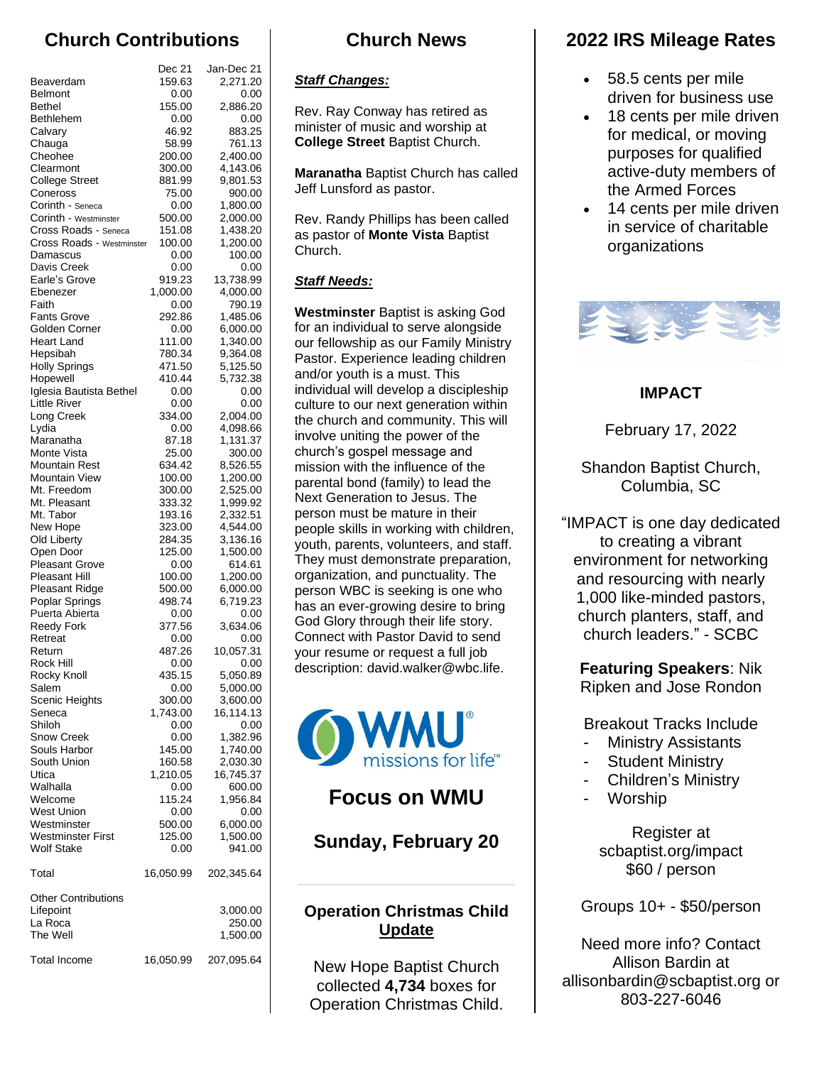## Church Contributions

| | Dec 21 | Jan-Dec 21 |
|---|---|---|
| Beaverdam | 159.63 | 2,271.20 |
| Belmont | 0.00 | 0.00 |
| Bethel | 155.00 | 2,886.20 |
| Bethlehem | 0.00 | 0.00 |
| Calvary | 46.92 | 883.25 |
| Chauga | 58.99 | 761.13 |
| Cheohee | 200.00 | 2,400.00 |
| Clearmont | 300.00 | 4,143.06 |
| College Street | 881.99 | 9,801.53 |
| Coneross | 75.00 | 900.00 |
| Corinth - Seneca | 0.00 | 1,800.00 |
| Corinth - Westminster | 500.00 | 2,000.00 |
| Cross Roads - Seneca | 151.08 | 1,438.20 |
| Cross Roads - Westminster | 100.00 | 1,200.00 |
| Damascus | 0.00 | 100.00 |
| Davis Creek | 0.00 | 0.00 |
| Earle's Grove | 919.23 | 13,738.99 |
| Ebenezer | 1,000.00 | 4,000.00 |
| Faith | 0.00 | 790.19 |
| Fants Grove | 292.86 | 1,485.06 |
| Golden Corner | 0.00 | 6,000.00 |
| Heart Land | 111.00 | 1,340.00 |
| Hepsibah | 780.34 | 9,364.08 |
| Holly Springs | 471.50 | 5,125.50 |
| Hopewell | 410.44 | 5,732.38 |
| Iglesia Bautista Bethel | 0.00 | 0.00 |
| Little River | 0.00 | 0.00 |
| Long Creek | 334.00 | 2,004.00 |
| Lydia | 0.00 | 4,098.66 |
| Maranatha | 87.18 | 1,131.37 |
| Monte Vista | 25.00 | 300.00 |
| Mountain Rest | 634.42 | 8,526.55 |
| Mountain View | 100.00 | 1,200.00 |
| Mt. Freedom | 300.00 | 2,525.00 |
| Mt. Pleasant | 333.32 | 1,999.92 |
| Mt. Tabor | 193.16 | 2,332.51 |
| New Hope | 323.00 | 4,544.00 |
| Old Liberty | 284.35 | 3,136.16 |
| Open Door | 125.00 | 1,500.00 |
| Pleasant Grove | 0.00 | 614.61 |
| Pleasant Hill | 100.00 | 1,200.00 |
| Pleasant Ridge | 500.00 | 6,000.00 |
| Poplar Springs | 498.74 | 6,719.23 |
| Puerta Abierta | 0.00 | 0.00 |
| Reedy Fork | 377.56 | 3,634.06 |
| Retreat | 0.00 | 0.00 |
| Return | 487.26 | 10,057.31 |
| Rock Hill | 0.00 | 0.00 |
| Rocky Knoll | 435.15 | 5,050.89 |
| Salem | 0.00 | 5,000.00 |
| Scenic Heights | 300.00 | 3,600.00 |
| Seneca | 1,743.00 | 16,114.13 |
| Shiloh | 0.00 | 0.00 |
| Snow Creek | 0.00 | 1,382.96 |
| Souls Harbor | 145.00 | 1,740.00 |
| South Union | 160.58 | 2,030.30 |
| Utica | 1,210.05 | 16,745.37 |
| Walhalla | 0.00 | 600.00 |
| Welcome | 115.24 | 1,956.84 |
| West Union | 0.00 | 0.00 |
| Westminster | 500.00 | 6,000.00 |
| Westminster First | 125.00 | 1,500.00 |
| Wolf Stake | 0.00 | 941.00 |
| Total | 16,050.99 | 202,345.64 |
| Other Contributions | | |
| Lifepoint | | 3,000.00 |
| La Roca | | 250.00 |
| The Well | | 1,500.00 |
| Total Income | 16,050.99 | 207,095.64 |

## Church News

***Staff Changes:***

Rev. Ray Conway has retired as minister of music and worship at **College Street** Baptist Church.

**Maranatha** Baptist Church has called Jeff Lunsford as pastor.

Rev. Randy Phillips has been called as pastor of **Monte Vista** Baptist Church.

***Staff Needs:***

**Westminster** Baptist is asking God for an individual to serve alongside our fellowship as our Family Ministry Pastor. Experience leading children and/or youth is a must. This individual will develop a discipleship culture to our next generation within the church and community. This will involve uniting the power of the church's gospel message and mission with the influence of the parental bond (family) to lead the Next Generation to Jesus. The person must be mature in their people skills in working with children, youth, parents, volunteers, and staff. They must demonstrate preparation, organization, and punctuality. The person WBC is seeking is one who has an ever-growing desire to bring God Glory through their life story. Connect with Pastor David to send your resume or request a full job description: david.walker@wbc.life.

WMU missions for life™

## Focus on WMU

### Sunday, February 20

### Operation Christmas Child Update

New Hope Baptist Church collected **4,734** boxes for Operation Christmas Child.

## 2022 IRS Mileage Rates

- 58.5 cents per mile driven for business use
- 18 cents per mile driven for medical, or moving purposes for qualified active-duty members of the Armed Forces
- 14 cents per mile driven in service of charitable organizations

### IMPACT

February 17, 2022

Shandon Baptist Church, Columbia, SC

"IMPACT is one day dedicated to creating a vibrant environment for networking and resourcing with nearly 1,000 like-minded pastors, church planters, staff, and church leaders." - SCBC

**Featuring Speakers**: Nik Ripken and Jose Rondon

Breakout Tracks Include
- Ministry Assistants
- Student Ministry
- Children's Ministry
- Worship

Register at scbaptist.org/impact
$60 / person

Groups 10+ - $50/person

Need more info? Contact Allison Bardin at allisonbardin@scbaptist.org or 803-227-6046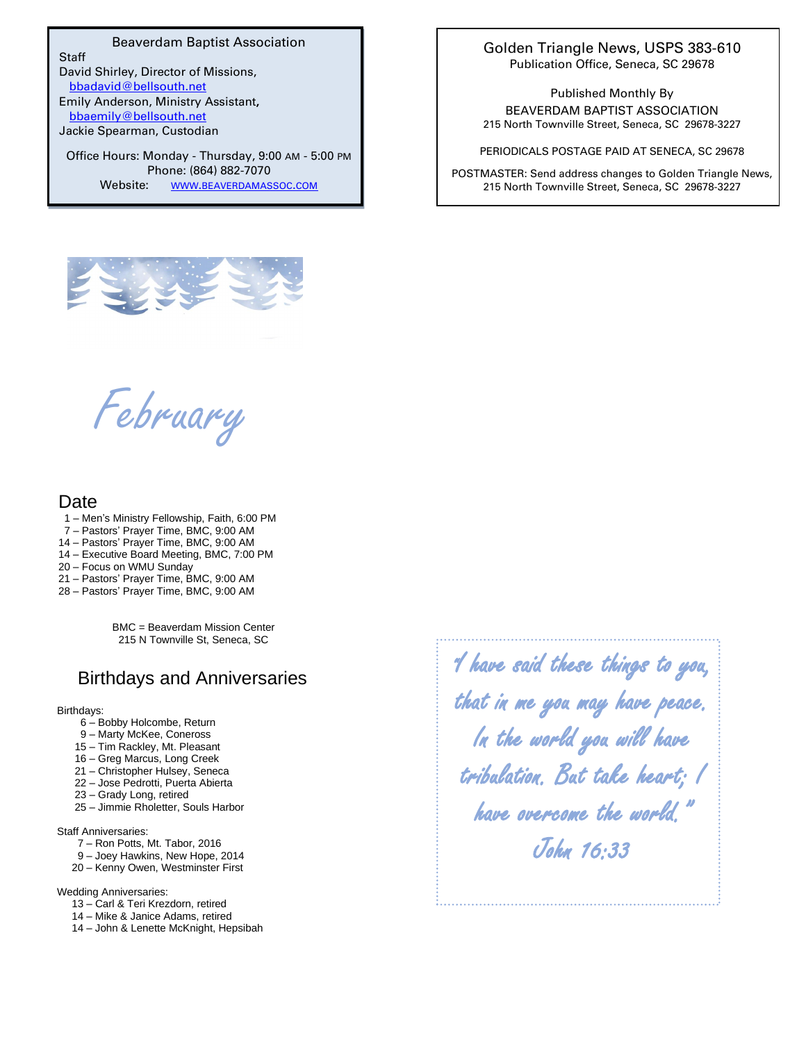**Beaverdam Baptist Association**

Staff

David Shirley, Director of Missions, bbadavid@bellsouth.net

Emily Anderson, Ministry Assistant, bbaemily@bellsouth.net

Jackie Spearman, Custodian

Office Hours: Monday - Thursday, 9:00 AM - 5:00 PM

Phone: (864) 882-7070

Website: WWW.BEAVERDAMASSOC.COM

Golden Triangle News, USPS 383-610

Publication Office, Seneca, SC 29678

Published Monthly By

BEAVERDAM BAPTIST ASSOCIATION

215 North Townville Street, Seneca, SC 29678-3227

PERIODICALS POSTAGE PAID AT SENECA, SC 29678

POSTMASTER: Send address changes to Golden Triangle News, 215 North Townville Street, Seneca, SC 29678-3227

# February

## Date

1 – Men's Ministry Fellowship, Faith, 6:00 PM
7 – Pastors' Prayer Time, BMC, 9:00 AM
14 – Pastors' Prayer Time, BMC, 9:00 AM
14 – Executive Board Meeting, BMC, 7:00 PM
20 – Focus on WMU Sunday
21 – Pastors' Prayer Time, BMC, 9:00 AM
28 – Pastors' Prayer Time, BMC, 9:00 AM

BMC = Beaverdam Mission Center
215 N Townville St, Seneca, SC

## Birthdays and Anniversaries

Birthdays:

6 – Bobby Holcombe, Return
9 – Marty McKee, Coneross
15 – Tim Rackley, Mt. Pleasant
16 – Greg Marcus, Long Creek
21 – Christopher Hulsey, Seneca
22 – Jose Pedrotti, Puerta Abierta
23 – Grady Long, retired
25 – Jimmie Rholetter, Souls Harbor

Staff Anniversaries:

7 – Ron Potts, Mt. Tabor, 2016
9 – Joey Hawkins, New Hope, 2014
20 – Kenny Owen, Westminster First

Wedding Anniversaries:

13 – Carl & Teri Krezdorn, retired
14 – Mike & Janice Adams, retired
14 – John & Lenette McKnight, Hepsibah

*"I have said these things to you, that in me you may have peace. In the world you will have tribulation. But take heart; I have overcome the world."*
*John 16:33*